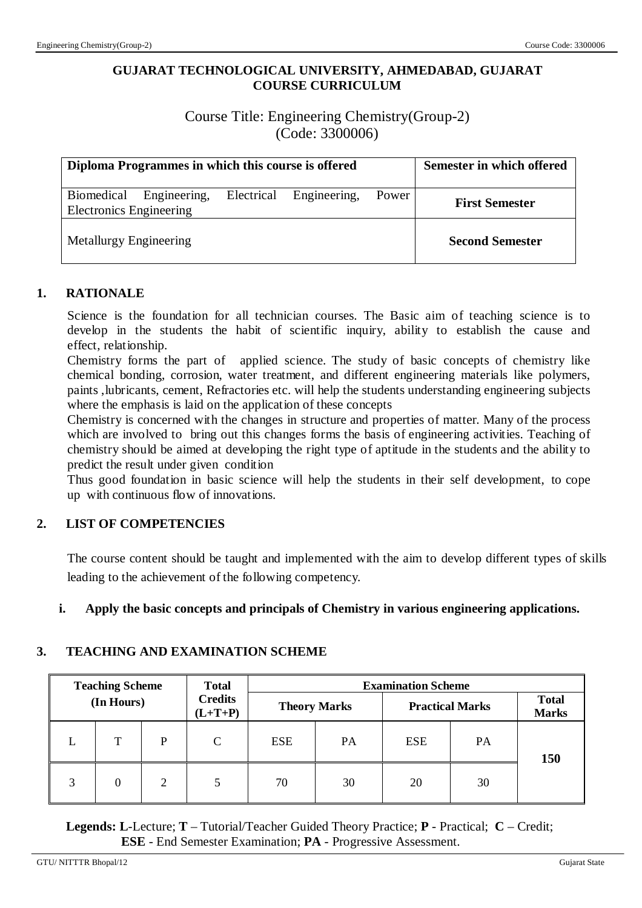# GUJARAT TECHNOLOGICAL UNIVERSITY, AHMEDABAD, GUJARAT
# COURSE CURRICULUM

Course Title: Engineering Chemistry(Group-2)
(Code: 3300006)

| Diploma Programmes in which this course is offered | Semester in which offered |
|---|---|
| Biomedical Engineering, Electrical Engineering, Power Electronics Engineering | **First Semester** |
| Metallurgy Engineering | **Second Semester** |

## 1. RATIONALE

Science is the foundation for all technician courses. The Basic aim of teaching science is to develop in the students the habit of scientific inquiry, ability to establish the cause and effect, relationship.

Chemistry forms the part of applied science. The study of basic concepts of chemistry like chemical bonding, corrosion, water treatment, and different engineering materials like polymers, paints ,lubricants, cement, Refractories etc. will help the students understanding engineering subjects where the emphasis is laid on the application of these concepts

Chemistry is concerned with the changes in structure and properties of matter. Many of the process which are involved to bring out this changes forms the basis of engineering activities. Teaching of chemistry should be aimed at developing the right type of aptitude in the students and the ability to predict the result under given condition

Thus good foundation in basic science will help the students in their self development, to cope up with continuous flow of innovations.

## 2. LIST OF COMPETENCIES

The course content should be taught and implemented with the aim to develop different types of skills leading to the achievement of the following competency.

i. **Apply the basic concepts and principals of Chemistry in various engineering applications.**

## 3. TEACHING AND EXAMINATION SCHEME

| Teaching Scheme (In Hours) | | | Total Credits (L+T+P) | Examination Scheme | | | | |
|---|---|---|---|---|---|---|---|---|
| | | | | Theory Marks | | Practical Marks | | Total Marks |
| L | T | P | C | ESE | PA | ESE | PA | 150 |
| 3 | 0 | 2 | 5 | 70 | 30 | 20 | 30 | |

**Legends: L**-Lecture; **T** – Tutorial/Teacher Guided Theory Practice; **P** - Practical; **C** – Credit; **ESE** - End Semester Examination; **PA** - Progressive Assessment.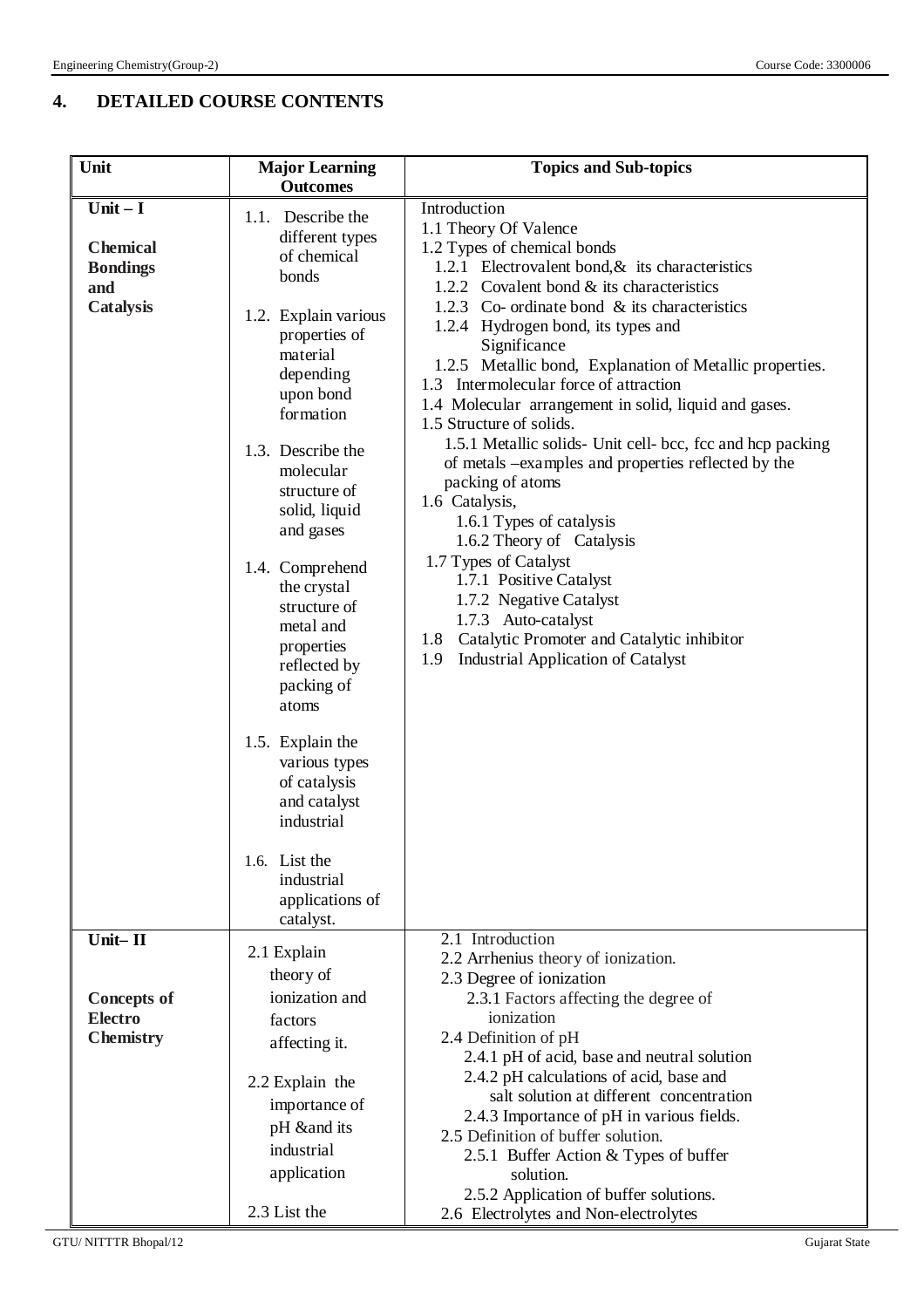## 4. DETAILED COURSE CONTENTS

| Unit | Major Learning Outcomes | Topics and Sub-topics |
|---|---|---|
| **Unit – I**<br><br>**Chemical Bondings and Catalysis** | 1.1. Describe the different types of chemical bonds<br><br>1.2. Explain various properties of material depending upon bond formation<br><br>1.3. Describe the molecular structure of solid, liquid and gases<br><br>1.4. Comprehend the crystal structure of metal and properties reflected by packing of atoms<br><br>1.5. Explain the various types of catalysis and catalyst industrial<br><br>1.6. List the industrial applications of catalyst. | Introduction<br>1.1 Theory Of Valence<br>1.2 Types of chemical bonds<br>1.2.1 Electrovalent bond,& its characteristics<br>1.2.2 Covalent bond & its characteristics<br>1.2.3 Co- ordinate bond & its characteristics<br>1.2.4 Hydrogen bond, its types and Significance<br>1.2.5 Metallic bond, Explanation of Metallic properties.<br>1.3 Intermolecular force of attraction<br>1.4 Molecular arrangement in solid, liquid and gases.<br>1.5 Structure of solids.<br>1.5.1 Metallic solids- Unit cell- bcc, fcc and hcp packing of metals –examples and properties reflected by the packing of atoms<br>1.6 Catalysis,<br>1.6.1 Types of catalysis<br>1.6.2 Theory of Catalysis<br>1.7 Types of Catalyst<br>1.7.1 Positive Catalyst<br>1.7.2 Negative Catalyst<br>1.7.3 Auto-catalyst<br>1.8 Catalytic Promoter and Catalytic inhibitor<br>1.9 Industrial Application of Catalyst |
| **Unit– II**<br><br>**Concepts of Electro Chemistry** | 2.1 Explain theory of ionization and factors affecting it.<br><br>2.2 Explain the importance of pH &and its industrial application<br><br>2.3 List the | 2.1 Introduction<br>2.2 Arrhenius theory of ionization.<br>2.3 Degree of ionization<br>2.3.1 Factors affecting the degree of ionization<br>2.4 Definition of pH<br>2.4.1 pH of acid, base and neutral solution<br>2.4.2 pH calculations of acid, base and salt solution at different concentration<br>2.4.3 Importance of pH in various fields.<br>2.5 Definition of buffer solution.<br>2.5.1 Buffer Action & Types of buffer solution.<br>2.5.2 Application of buffer solutions.<br>2.6 Electrolytes and Non-electrolytes |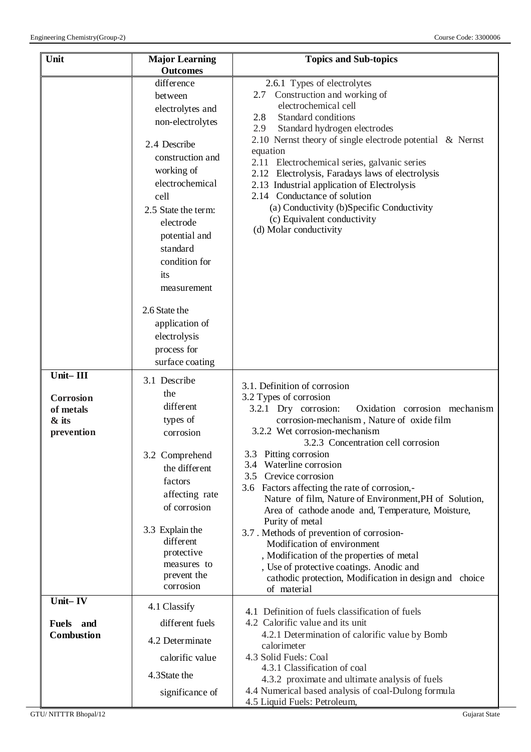| Unit | Major Learning Outcomes | Topics and Sub-topics |
|---|---|---|
| | difference between electrolytes and non-electrolytes<br><br>2.4 Describe construction and working of electrochemical cell<br><br>2.5 State the term: electrode potential and standard condition for its measurement<br><br>2.6 State the application of electrolysis process for surface coating | 2.6.1 Types of electrolytes<br>2.7 Construction and working of electrochemical cell<br>2.8 Standard conditions<br>2.9 Standard hydrogen electrodes<br>2.10 Nernst theory of single electrode potential & Nernst equation<br>2.11 Electrochemical series, galvanic series<br>2.12 Electrolysis, Faradays laws of electrolysis<br>2.13 Industrial application of Electrolysis<br>2.14 Conductance of solution<br>(a) Conductivity (b)Specific Conductivity<br>(c) Equivalent conductivity<br>(d) Molar conductivity |
| **Unit– III**<br><br>**Corrosion of metals & its prevention** | 3.1 Describe the different types of corrosion<br><br>3.2 Comprehend the different factors affecting rate of corrosion<br><br>3.3 Explain the different protective measures to prevent the corrosion | 3.1. Definition of corrosion<br>3.2 Types of corrosion<br>3.2.1 Dry corrosion: Oxidation corrosion mechanism corrosion-mechanism , Nature of oxide film<br>3.2.2 Wet corrosion-mechanism<br>3.2.3 Concentration cell corrosion<br>3.3 Pitting corrosion<br>3.4 Waterline corrosion<br>3.5 Crevice corrosion<br>3.6 Factors affecting the rate of corrosion,- Nature of film, Nature of Environment,PH of Solution, Area of cathode anode and, Temperature, Moisture, Purity of metal<br>3.7 . Methods of prevention of corrosion- Modification of environment , Modification of the properties of metal , Use of protective coatings. Anodic and cathodic protection, Modification in design and choice of material |
| **Unit– IV**<br><br>**Fuels and Combustion** | 4.1 Classify different fuels<br><br>4.2 Determinate calorific value<br><br>4.3State the significance of | 4.1 Definition of fuels classification of fuels<br>4.2 Calorific value and its unit<br>4.2.1 Determination of calorific value by Bomb calorimeter<br>4.3 Solid Fuels: Coal<br>4.3.1 Classification of coal<br>4.3.2 proximate and ultimate analysis of fuels<br>4.4 Numerical based analysis of coal-Dulong formula<br>4.5 Liquid Fuels: Petroleum, |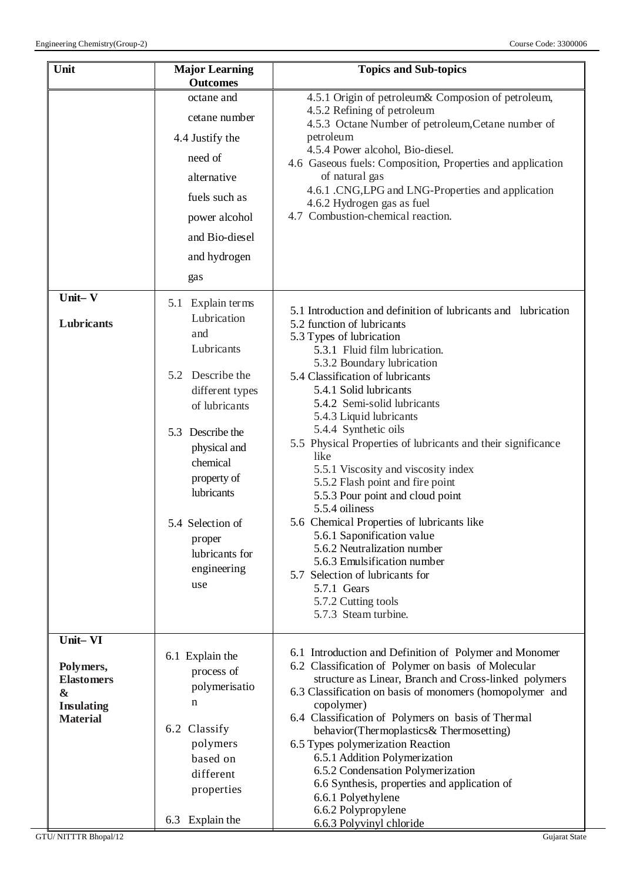| Unit | Major Learning Outcomes | Topics and Sub-topics |
| --- | --- | --- |
| | octane and cetane number<br>4.4 Justify the need of alternative fuels such as power alcohol and Bio-diesel and hydrogen gas | 4.5.1 Origin of petroleum& Composion of petroleum,<br>4.5.2 Refining of petroleum<br>4.5.3 Octane Number of petroleum,Cetane number of petroleum<br>4.5.4 Power alcohol, Bio-diesel.<br>4.6 Gaseous fuels: Composition, Properties and application of natural gas<br>4.6.1 .CNG,LPG and LNG-Properties and application<br>4.6.2 Hydrogen gas as fuel<br>4.7 Combustion-chemical reaction. |
| **Unit– V**<br><br>**Lubricants** | 5.1 Explain terms Lubrication and Lubricants<br><br>5.2 Describe the different types of lubricants<br><br>5.3 Describe the physical and chemical property of lubricants<br><br>5.4 Selection of proper lubricants for engineering use | 5.1 Introduction and definition of lubricants and lubrication<br>5.2 function of lubricants<br>5.3 Types of lubrication<br>5.3.1 Fluid film lubrication.<br>5.3.2 Boundary lubrication<br>5.4 Classification of lubricants<br>5.4.1 Solid lubricants<br>5.4.2 Semi-solid lubricants<br>5.4.3 Liquid lubricants<br>5.4.4 Synthetic oils<br>5.5 Physical Properties of lubricants and their significance like<br>5.5.1 Viscosity and viscosity index<br>5.5.2 Flash point and fire point<br>5.5.3 Pour point and cloud point<br>5.5.4 oiliness<br>5.6 Chemical Properties of lubricants like<br>5.6.1 Saponification value<br>5.6.2 Neutralization number<br>5.6.3 Emulsification number<br>5.7 Selection of lubricants for<br>5.7.1 Gears<br>5.7.2 Cutting tools<br>5.7.3 Steam turbine. |
| **Unit– VI**<br><br>**Polymers, Elastomers & Insulating Material** | 6.1 Explain the process of polymerisation<br><br>6.2 Classify polymers based on different properties<br><br>6.3 Explain the | 6.1 Introduction and Definition of Polymer and Monomer<br>6.2 Classification of Polymer on basis of Molecular structure as Linear, Branch and Cross-linked polymers<br>6.3 Classification on basis of monomers (homopolymer and copolymer)<br>6.4 Classification of Polymers on basis of Thermal behavior(Thermoplastics& Thermosetting)<br>6.5 Types polymerization Reaction<br>6.5.1 Addition Polymerization<br>6.5.2 Condensation Polymerization<br>6.6 Synthesis, properties and application of<br>6.6.1 Polyethylene<br>6.6.2 Polypropylene<br>6.6.3 Polyvinyl chloride |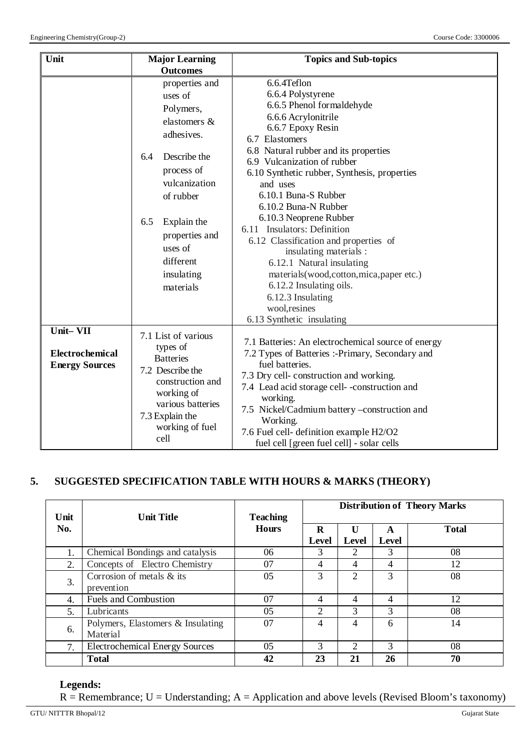| Unit | Major Learning Outcomes | Topics and Sub-topics |
|---|---|---|
| | properties and uses of Polymers, elastomers & adhesives.<br><br>6.4 Describe the process of vulcanization of rubber<br><br>6.5 Explain the properties and uses of different insulating materials | 6.6.4Teflon<br>6.6.4 Polystyrene<br>6.6.5 Phenol formaldehyde<br>6.6.6 Acrylonitrile<br>6.6.7 Epoxy Resin<br>6.7 Elastomers<br>6.8 Natural rubber and its properties<br>6.9 Vulcanization of rubber<br>6.10 Synthetic rubber, Synthesis, properties and uses<br>6.10.1 Buna-S Rubber<br>6.10.2 Buna-N Rubber<br>6.10.3 Neoprene Rubber<br>6.11 Insulators: Definition<br>6.12 Classification and properties of insulating materials :<br>6.12.1 Natural insulating materials(wood,cotton,mica,paper etc.)<br>6.12.2 Insulating oils.<br>6.12.3 Insulating wool,resines<br>6.13 Synthetic insulating |
| **Unit– VII**<br><br>**Electrochemical Energy Sources** | 7.1 List of various types of Batteries<br>7.2 Describe the construction and working of various batteries<br>7.3 Explain the working of fuel cell | 7.1 Batteries: An electrochemical source of energy<br>7.2 Types of Batteries :-Primary, Secondary and fuel batteries.<br>7.3 Dry cell- construction and working.<br>7.4 Lead acid storage cell- -construction and working.<br>7.5 Nickel/Cadmium battery –construction and Working.<br>7.6 Fuel cell- definition example H2/O2 fuel cell [green fuel cell] - solar cells |

## 5. SUGGESTED SPECIFICATION TABLE WITH HOURS & MARKS (THEORY)

| Unit No. | Unit Title | Teaching Hours | Distribution of Theory Marks | | | |
|---|---|---|---|---|---|---|
| | | | R Level | U Level | A Level | Total |
| 1. | Chemical Bondings and catalysis | 06 | 3 | 2 | 3 | 08 |
| 2. | Concepts of Electro Chemistry | 07 | 4 | 4 | 4 | 12 |
| 3. | Corrosion of metals & its prevention | 05 | 3 | 2 | 3 | 08 |
| 4. | Fuels and Combustion | 07 | 4 | 4 | 4 | 12 |
| 5. | Lubricants | 05 | 2 | 3 | 3 | 08 |
| 6. | Polymers, Elastomers & Insulating Material | 07 | 4 | 4 | 6 | 14 |
| 7. | Electrochemical Energy Sources | 05 | 3 | 2 | 3 | 08 |
| | **Total** | **42** | **23** | **21** | **26** | **70** |

**Legends:**

R = Remembrance; U = Understanding; A = Application and above levels (Revised Bloom's taxonomy)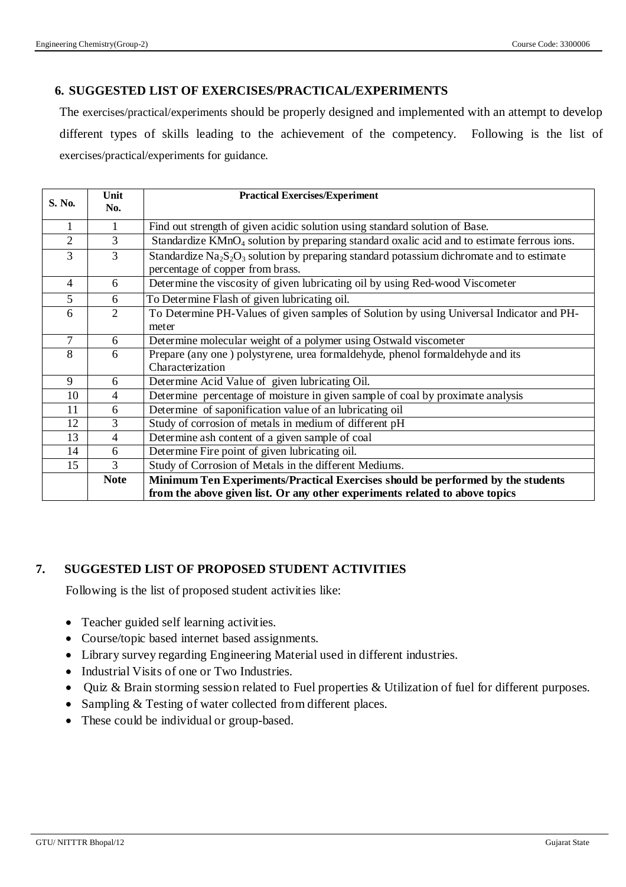## 6. SUGGESTED LIST OF EXERCISES/PRACTICAL/EXPERIMENTS

The exercises/practical/experiments should be properly designed and implemented with an attempt to develop different types of skills leading to the achievement of the competency. Following is the list of exercises/practical/experiments for guidance.

| S. No. | Unit No. | Practical Exercises/Experiment |
|---|---|---|
| 1 | 1 | Find out strength of given acidic solution using standard solution of Base. |
| 2 | 3 | Standardize $KMnO_4$ solution by preparing standard oxalic acid and to estimate ferrous ions. |
| 3 | 3 | Standardize $Na_2S_2O_3$ solution by preparing standard potassium dichromate and to estimate percentage of copper from brass. |
| 4 | 6 | Determine the viscosity of given lubricating oil by using Red-wood Viscometer |
| 5 | 6 | To Determine Flash of given lubricating oil. |
| 6 | 2 | To Determine PH-Values of given samples of Solution by using Universal Indicator and PH-meter |
| 7 | 6 | Determine molecular weight of a polymer using Ostwald viscometer |
| 8 | 6 | Prepare (any one ) polystyrene, urea formaldehyde, phenol formaldehyde and its Characterization |
| 9 | 6 | Determine Acid Value of given lubricating Oil. |
| 10 | 4 | Determine percentage of moisture in given sample of coal by proximate analysis |
| 11 | 6 | Determine of saponification value of an lubricating oil |
| 12 | 3 | Study of corrosion of metals in medium of different pH |
| 13 | 4 | Determine ash content of a given sample of coal |
| 14 | 6 | Determine Fire point of given lubricating oil. |
| 15 | 3 | Study of Corrosion of Metals in the different Mediums. |
| | **Note** | **Minimum Ten Experiments/Practical Exercises should be performed by the students from the above given list. Or any other experiments related to above topics** |

## 7. SUGGESTED LIST OF PROPOSED STUDENT ACTIVITIES

Following is the list of proposed student activities like:

- Teacher guided self learning activities.
- Course/topic based internet based assignments.
- Library survey regarding Engineering Material used in different industries.
- Industrial Visits of one or Two Industries.
- Quiz & Brain storming session related to Fuel properties & Utilization of fuel for different purposes.
- Sampling & Testing of water collected from different places.
- These could be individual or group-based.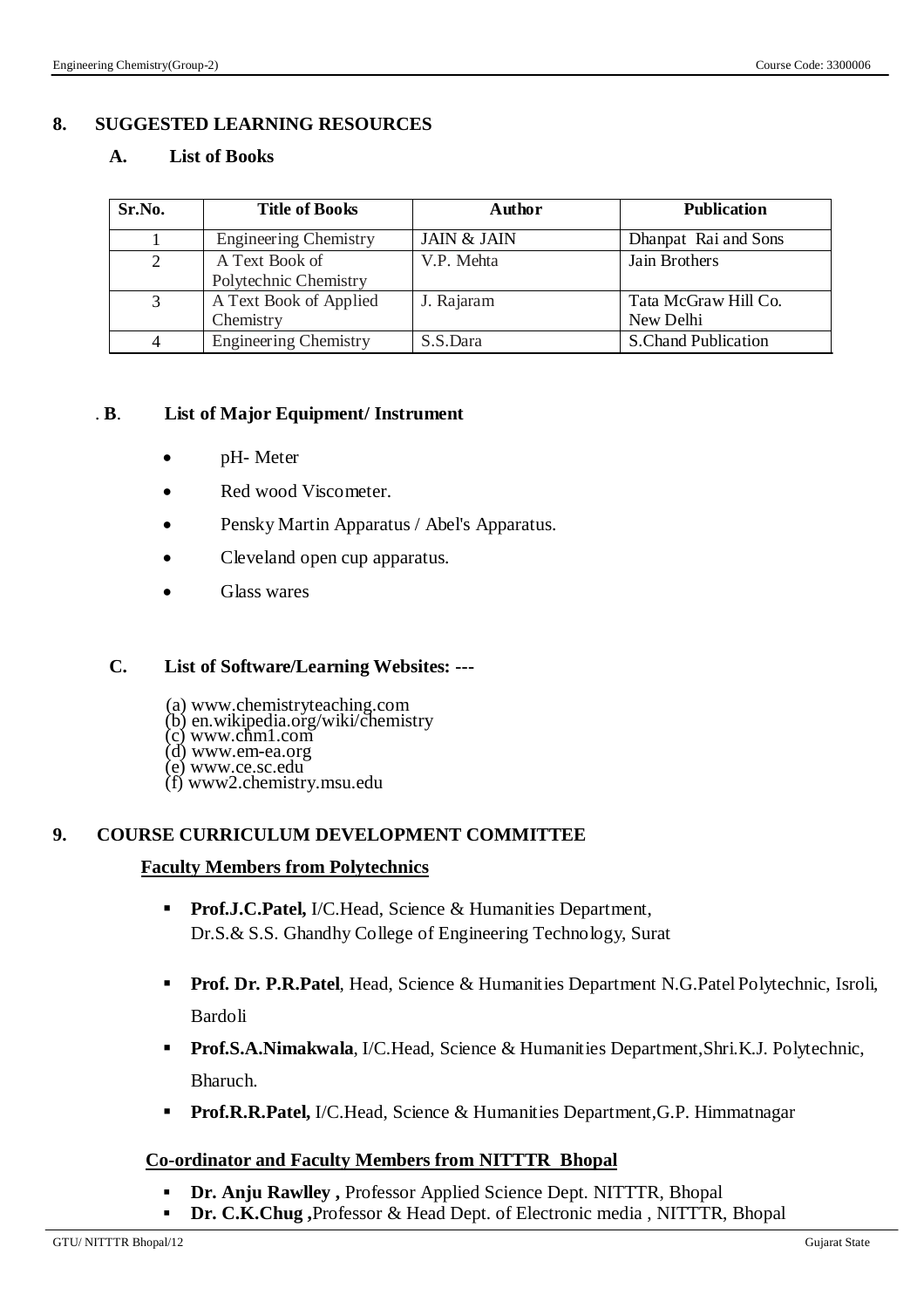## 8. SUGGESTED LEARNING RESOURCES

### A. List of Books

| Sr.No. | Title of Books | Author | Publication |
|---|---|---|---|
| 1 | Engineering Chemistry | JAIN & JAIN | Dhanpat Rai and Sons |
| 2 | A Text Book of Polytechnic Chemistry | V.P. Mehta | Jain Brothers |
| 3 | A Text Book of Applied Chemistry | J. Rajaram | Tata McGraw Hill Co. New Delhi |
| 4 | Engineering Chemistry | S.S.Dara | S.Chand Publication |

### B. List of Major Equipment/ Instrument

- pH- Meter
- Red wood Viscometer.
- Pensky Martin Apparatus / Abel's Apparatus.
- Cleveland open cup apparatus.
- Glass wares

### C. List of Software/Learning Websites: ---

(a) www.chemistryteaching.com
(b) en.wikipedia.org/wiki/chemistry
(c) www.chm1.com
(d) www.em-ea.org
(e) www.ce.sc.edu
(f) www2.chemistry.msu.edu

## 9. COURSE CURRICULUM DEVELOPMENT COMMITTEE

**Faculty Members from Polytechnics**

- **Prof.J.C.Patel,** I/C.Head, Science & Humanities Department, Dr.S.& S.S. Ghandhy College of Engineering Technology, Surat
- **Prof. Dr. P.R.Patel**, Head, Science & Humanities Department N.G.Patel Polytechnic, Isroli, Bardoli
- **Prof.S.A.Nimakwala**, I/C.Head, Science & Humanities Department,Shri.K.J. Polytechnic, Bharuch.
- **Prof.R.R.Patel,** I/C.Head, Science & Humanities Department,G.P. Himmatnagar

**Co-ordinator and Faculty Members from NITTTR Bhopal**

- **Dr. Anju Rawlley ,** Professor Applied Science Dept. NITTTR, Bhopal
- **Dr. C.K.Chug ,**Professor & Head Dept. of Electronic media , NITTTR, Bhopal